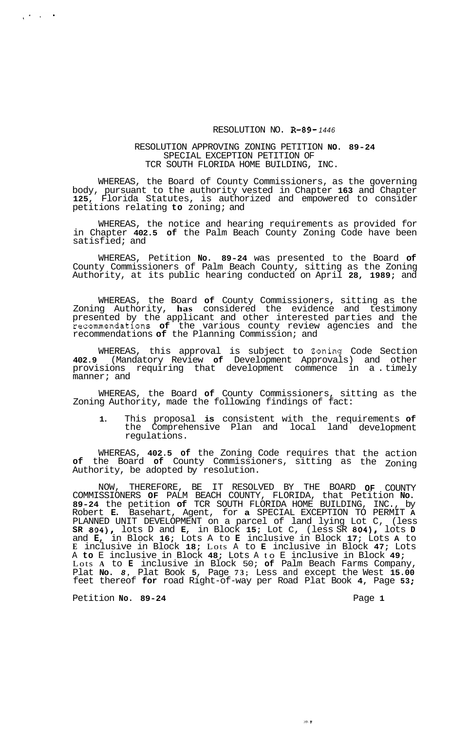RESOLUTION NO. R-89-1446

RESOLUTION APPROVING ZONING PETITION NO. 89-24
SPECIAL EXCEPTION PETITION OF
TCR SOUTH FLORIDA HOME BUILDING, INC.

WHEREAS, the Board of County Commissioners, as the governing body, pursuant to the authority vested in Chapter 163 and Chapter 125, Florida Statutes, is authorized and empowered to consider petitions relating to zoning; and

WHEREAS, the notice and hearing requirements as provided for in Chapter 402.5 of the Palm Beach County Zoning Code have been satisfied; and

WHEREAS, Petition No. 89-24 was presented to the Board of County Commissioners of Palm Beach County, sitting as the Zoning Authority, at its public hearing conducted on April 28, 1989; and

WHEREAS, the Board of County Commissioners, sitting as the Zoning Authority, has considered the evidence and testimony presented by the applicant and other interested parties and the recommendations of the various county review agencies and the recommendations of the Planning Commission; and

WHEREAS, this approval is subject to Zoning Code Section 402.9 (Mandatory Review of Development Approvals) and other provisions requiring that development commence in a timely manner; and

WHEREAS, the Board of County Commissioners, sitting as the Zoning Authority, made the following findings of fact:

1. This proposal is consistent with the requirements of the Comprehensive Plan and local land development regulations.

WHEREAS, 402.5 of the Zoning Code requires that the action of the Board of County Commissioners, sitting as the Zoning Authority, be adopted by resolution.

NOW, THEREFORE, BE IT RESOLVED BY THE BOARD OF COUNTY COMMISSIONERS OF PALM BEACH COUNTY, FLORIDA, that Petition No. 89-24 the petition of TCR SOUTH FLORIDA HOME BUILDING, INC., by Robert E. Basehart, Agent, for a SPECIAL EXCEPTION TO PERMIT A PLANNED UNIT DEVELOPMENT on a parcel of land lying Lot C, (less SR 804), lots D and E, in Block 15; Lot C, (less SR 804), lots D and E, in Block 16; Lots A to E inclusive in Block 17; Lots A to E inclusive in Block 18; Lots A to E inclusive in Block 47; Lots A to E inclusive in Block 48; Lots A to E inclusive in Block 49; Lots A to E inclusive in Block 50; of Palm Beach Farms Company, Plat No. 8, Plat Book 5, Page 73; Less and except the West 15.00 feet thereof for road Right-of-way per Road Plat Book 4, Page 53;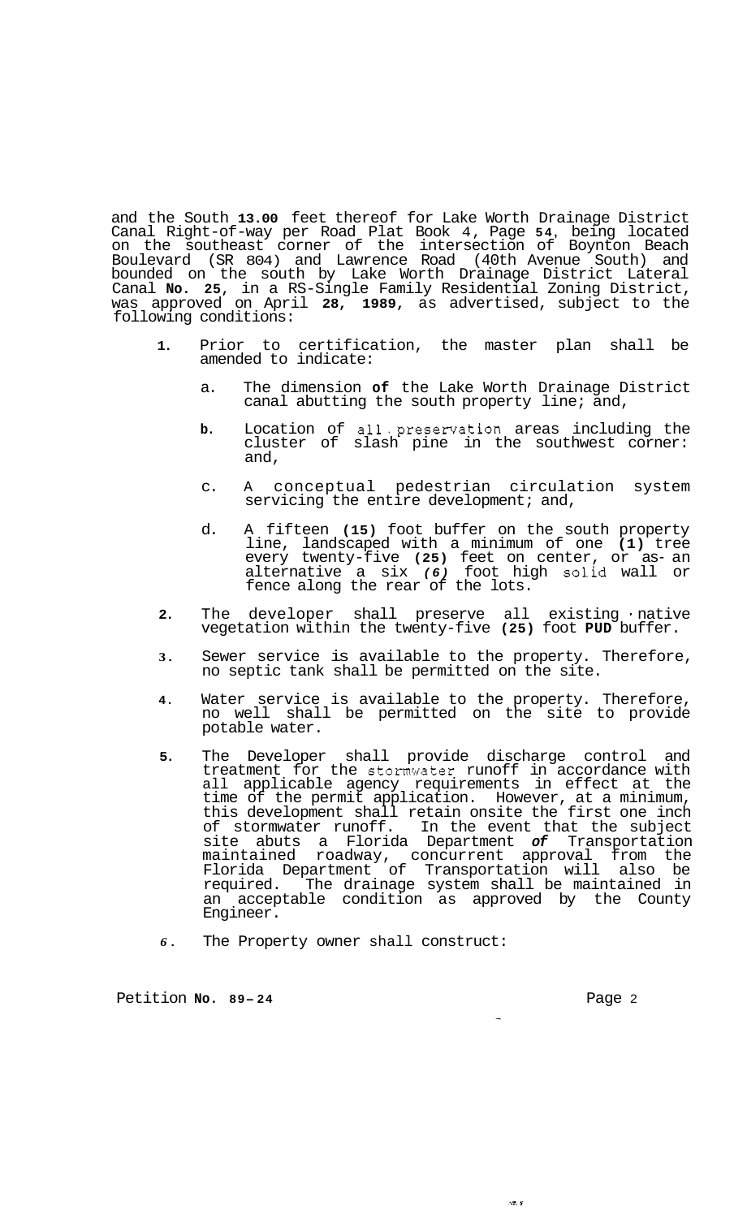and the South **13.00** feet thereof for Lake Worth Drainage District Canal Right-of-way per Road Plat Book 4, Page **54**, being located on the southeast corner of the intersection of Boynton Beach Boulevard (SR 804) and Lawrence Road (40th Avenue South) and bounded on the south by Lake Worth Drainage District Lateral Canal **No. 25**, in a RS-Single Family Residential Zoning District, was approved on April **28**, **1989**, as advertised, subject to the following conditions:

1. Prior to certification, the master plan shall be amended to indicate:

   a. The dimension **of** the Lake Worth Drainage District canal abutting the south property line; and,

   b. Location of all preservation areas including the cluster of slash pine in the southwest corner: and,

   c. A conceptual pedestrian circulation system servicing the entire development; and,

   d. A fifteen **(15)** foot buffer on the south property line, landscaped with a minimum of one **(1)** tree every twenty-five **(25)** feet on center, or as an alternative a six *(6)* foot high solid wall or fence along the rear of the lots.

2. The developer shall preserve all existing native vegetation within the twenty-five **(25)** foot **PUD** buffer.

3. Sewer service is available to the property. Therefore, no septic tank shall be permitted on the site.

4. Water service is available to the property. Therefore, no well shall be permitted on the site to provide potable water.

5. The Developer shall provide discharge control and treatment for the stormwater runoff in accordance with all applicable agency requirements in effect at the time of the permit application. However, at a minimum, this development shall retain onsite the first one inch of stormwater runoff. In the event that the subject site abuts a Florida Department *of* Transportation maintained roadway, concurrent approval from the Florida Department of Transportation will also be required. The drainage system shall be maintained in an acceptable condition as approved by the County Engineer.

6. The Property owner shall construct:

Petition **No. 89-24**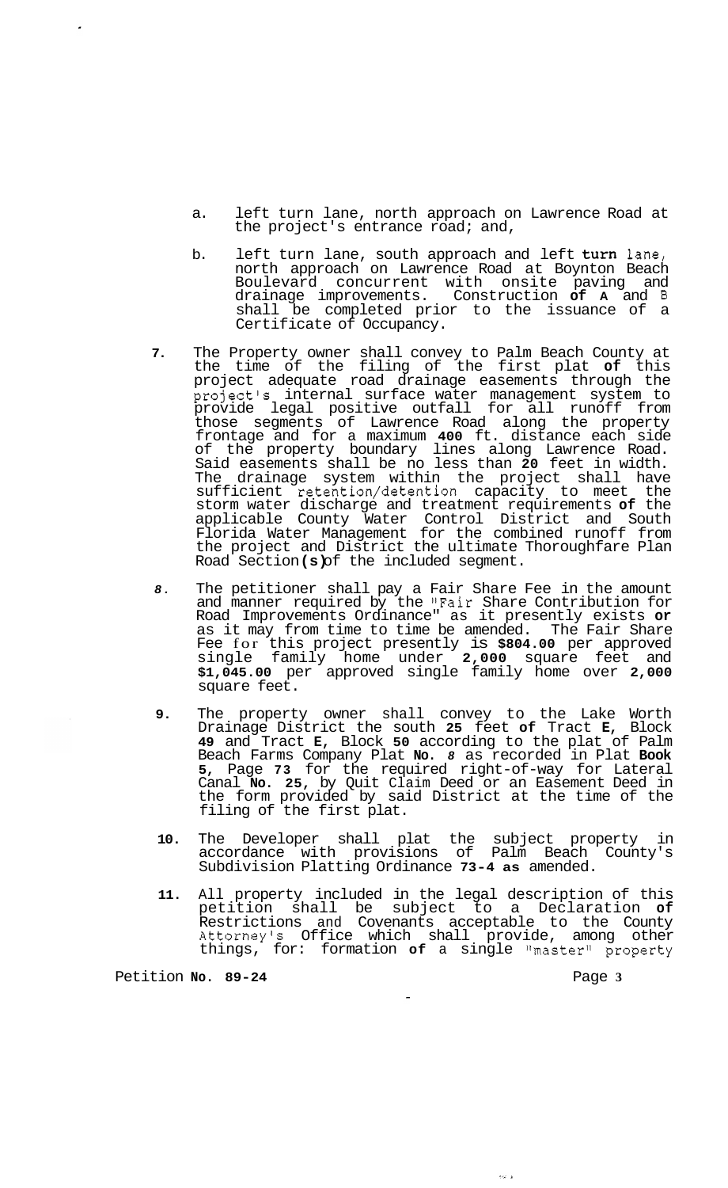a. left turn lane, north approach on Lawrence Road at the project's entrance road; and,

b. left turn lane, south approach and left turn lane, north approach on Lawrence Road at Boynton Beach Boulevard concurrent with onsite paving and drainage improvements. Construction **of A** and B shall be completed prior to the issuance of a Certificate of Occupancy.

**7.** The Property owner shall convey to Palm Beach County at the time of the filing of the first plat **of** this project adequate road drainage easements through the project's internal surface water management system to provide legal positive outfall for all runoff from those segments of Lawrence Road along the property frontage and for a maximum **400** ft. distance each side of the property boundary lines along Lawrence Road. Said easements shall be no less than **20** feet in width. The drainage system within the project shall have sufficient retention/detention capacity to meet the storm water discharge and treatment requirements **of** the applicable County Water Control District and South Florida Water Management for the combined runoff from the project and District the ultimate Thoroughfare Plan Road Section**(s)**of the included segment.

***8.*** The petitioner shall pay a Fair Share Fee in the amount and manner required by the "Fair Share Contribution for Road Improvements Ordinance" as it presently exists **or** as it may from time to time be amended. The Fair Share Fee for this project presently is **$804.00** per approved single family home under **2,000** square feet and **$1,045.00** per approved single family home over **2,000** square feet.

**9.** The property owner shall convey to the Lake Worth Drainage District the south **25** feet **of** Tract **E,** Block **49** and Tract **E,** Block **50** according to the plat of Palm Beach Farms Company Plat **No.** *8* as recorded in Plat **Book 5,** Page **73** for the required right-of-way for Lateral Canal **No. 25,** by Quit Claim Deed or an Easement Deed in the form provided by said District at the time of the filing of the first plat.

**10.** The Developer shall plat the subject property in accordance with provisions of Palm Beach County's Subdivision Platting Ordinance **73-4 as** amended.

**11.** All property included in the legal description of this petition shall be subject to a Declaration **of** Restrictions and Covenants acceptable to the County Attorney's Office which shall provide, among other things, for: formation **of** a single "master" property

Petition **No. 89-24**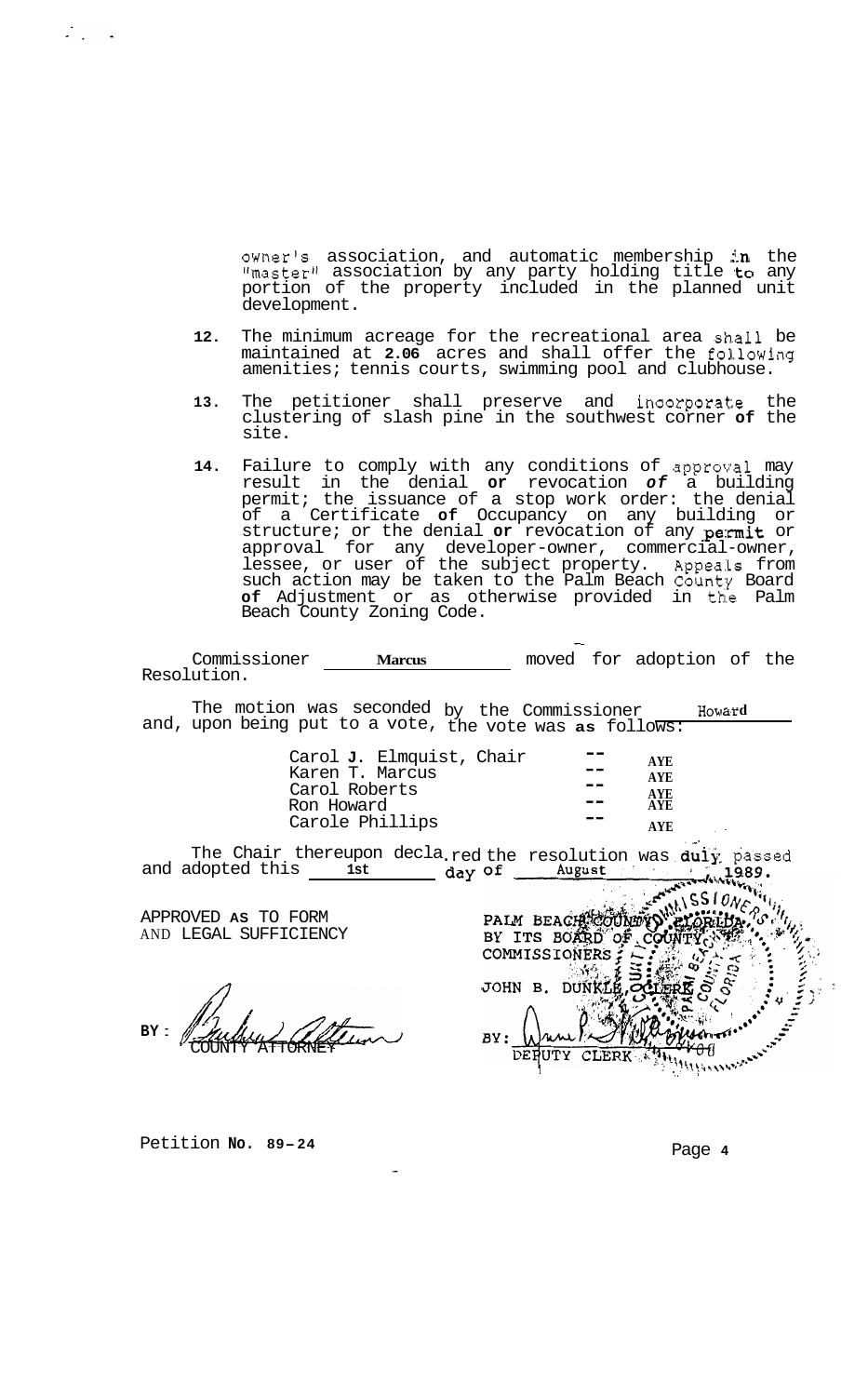owner's association, and automatic membership in the "master" association by any party holding title to any portion of the property included in the planned unit development.

12. The minimum acreage for the recreational area shall be maintained at 2.06 acres and shall offer the following amenities; tennis courts, swimming pool and clubhouse.

13. The petitioner shall preserve and incorporate the clustering of slash pine in the southwest corner of the site.

14. Failure to comply with any conditions of approval may result in the denial or revocation of a building permit; the issuance of a stop work order: the denial of a Certificate of Occupancy on any building or structure; or the denial or revocation of any permit or approval for any developer-owner, commercial-owner, lessee, or user of the subject property. Appeals from such action may be taken to the Palm Beach County Board of Adjustment or as otherwise provided in the Palm Beach County Zoning Code.

Commissioner **Marcus** moved for adoption of the Resolution.

The motion was seconded by the Commissioner **Howard** and, upon being put to a vote, the vote was as follows:

| | | |
|---|---|---|
| Carol J. Elmquist, Chair | -- | AYE |
| Karen T. Marcus | -- | AYE |
| Carol Roberts | -- | AYE |
| Ron Howard | -- | AYE |
| Carole Phillips | -- | AYE |

The Chair thereupon declared the resolution was duly passed and adopted this **1st** day of **August**, 1989.

APPROVED AS TO FORM
AND LEGAL SUFFICIENCY

BY: COUNTY ATTORNEY

PALM BEACH COUNTY, FLORIDA
BY ITS BOARD OF COUNTY
COMMISSIONERS

JOHN B. DUNKLE, CLERK

BY: DEPUTY CLERK

Petition No. 89-24